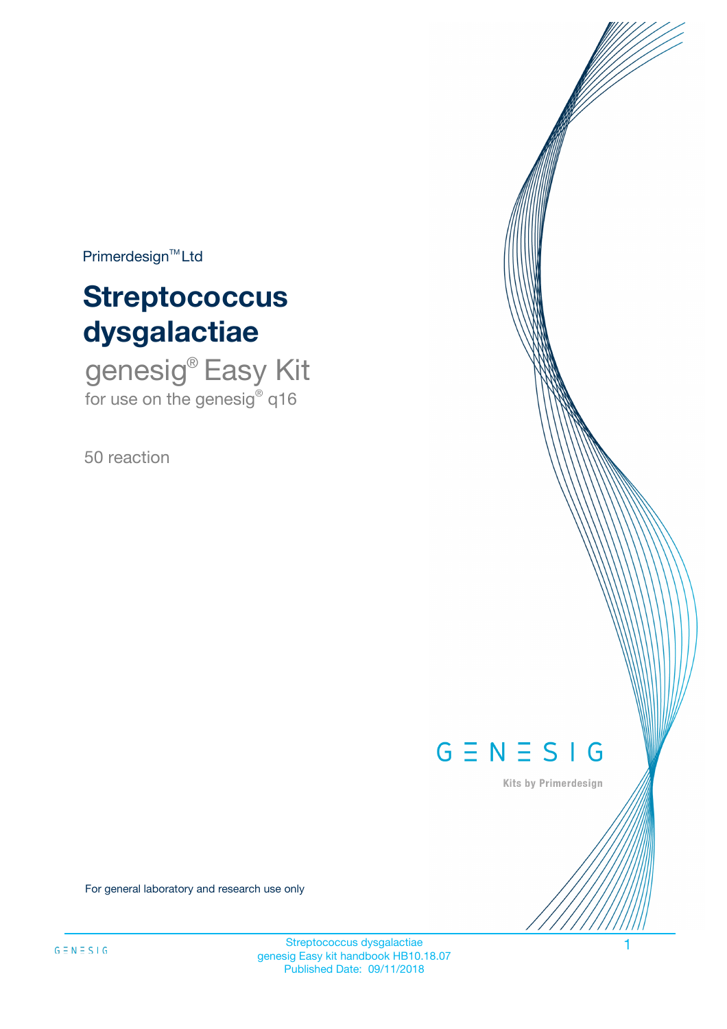Primerdesign™ Ltd

# Streptococcus dysgalactiae

## genesig® Easy Kit

for use on the genesig® q16

50 reaction

GENESIG

Kits by Primerdesign

For general laboratory and research use only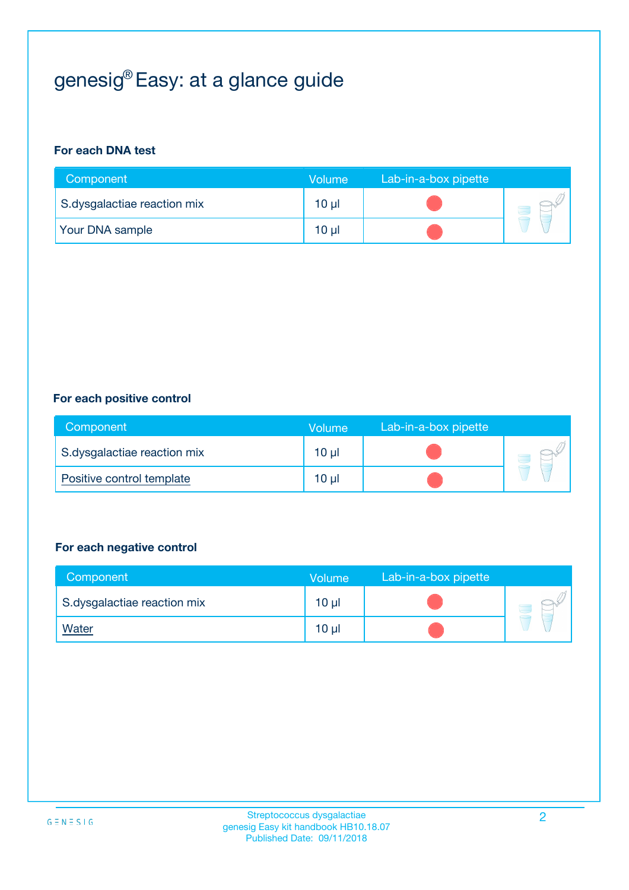# genesig® Easy: at a glance guide

### For each DNA test

| Component | Volume | Lab-in-a-box pipette |
|---|---|---|
| S.dysgalactiae reaction mix | 10 µl | |
| Your DNA sample | 10 µl | |

### For each positive control

| Component | Volume | Lab-in-a-box pipette |
|---|---|---|
| S.dysgalactiae reaction mix | 10 µl | |
| Positive control template | 10 µl | |

### For each negative control

| Component | Volume | Lab-in-a-box pipette |
|---|---|---|
| S.dysgalactiae reaction mix | 10 µl | |
| Water | 10 µl | |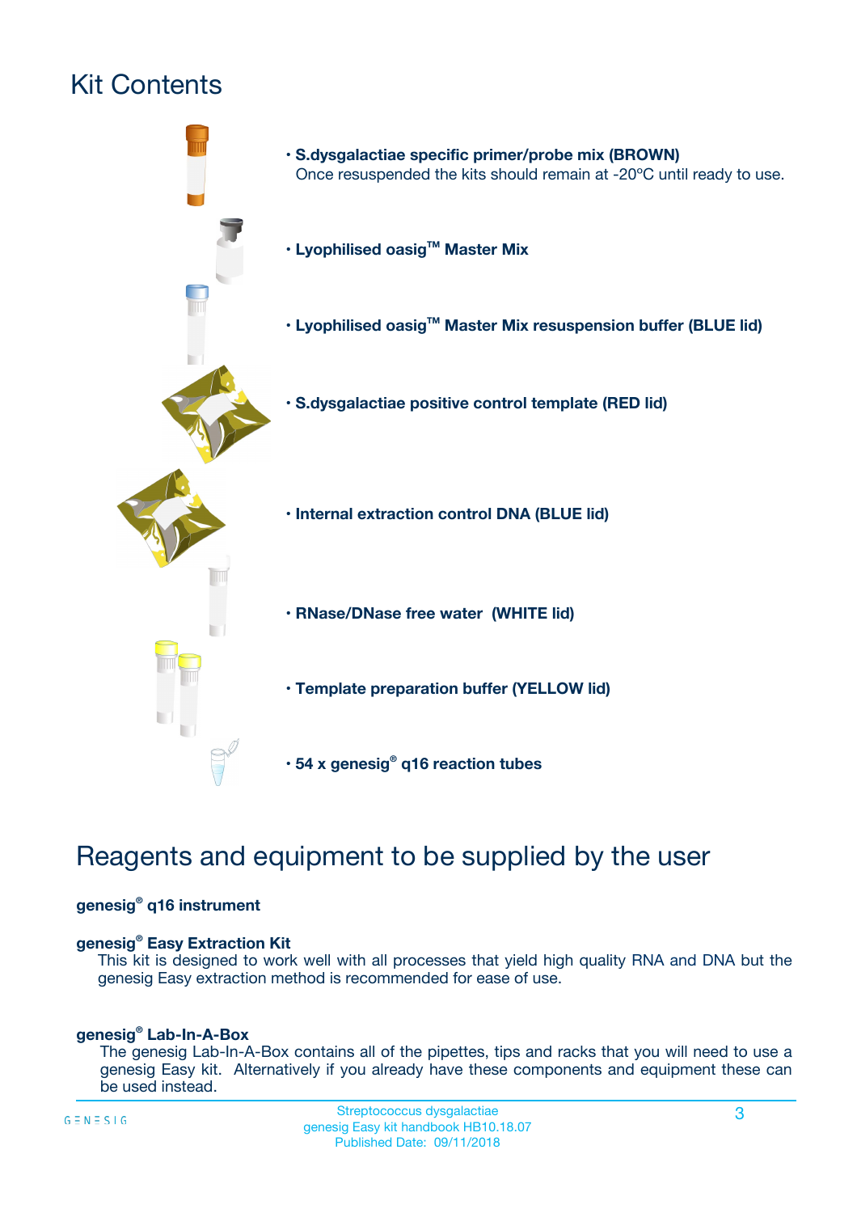# Kit Contents

- **S.dysgalactiae specific primer/probe mix (BROWN)**
  Once resuspended the kits should remain at -20ºC until ready to use.
- **Lyophilised oasig™ Master Mix**
- **Lyophilised oasig™ Master Mix resuspension buffer (BLUE lid)**
- **S.dysgalactiae positive control template (RED lid)**
- **Internal extraction control DNA (BLUE lid)**
- **RNase/DNase free water (WHITE lid)**
- **Template preparation buffer (YELLOW lid)**
- **54 x genesig® q16 reaction tubes**

# Reagents and equipment to be supplied by the user

**genesig® q16 instrument**

**genesig® Easy Extraction Kit**
This kit is designed to work well with all processes that yield high quality RNA and DNA but the genesig Easy extraction method is recommended for ease of use.

**genesig® Lab-In-A-Box**
The genesig Lab-In-A-Box contains all of the pipettes, tips and racks that you will need to use a genesig Easy kit. Alternatively if you already have these components and equipment these can be used instead.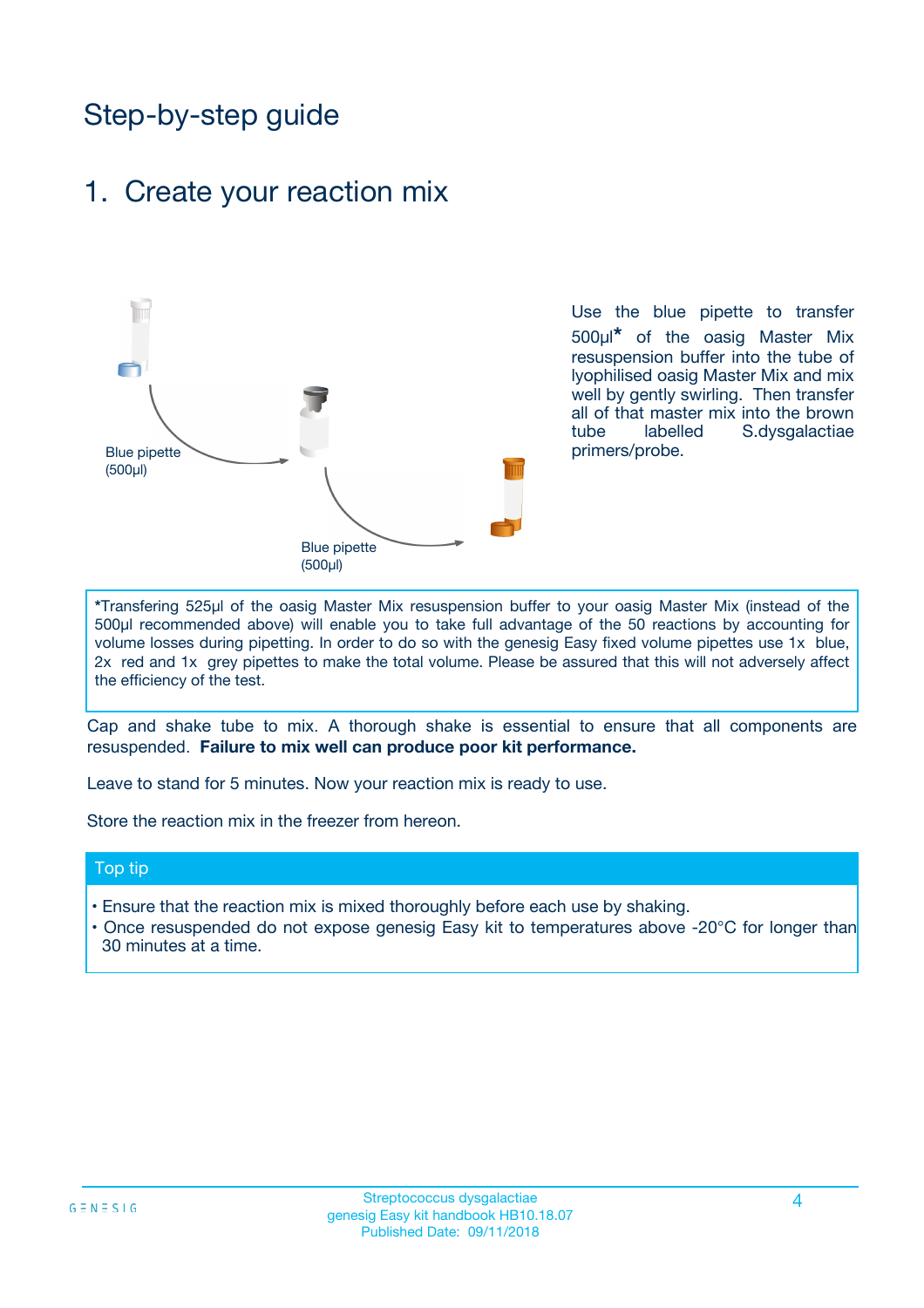# Step-by-step guide

## 1. Create your reaction mix

Blue pipette (500µl)

Blue pipette (500µl)

Use the blue pipette to transfer 500µl* of the oasig Master Mix resuspension buffer into the tube of lyophilised oasig Master Mix and mix well by gently swirling. Then transfer all of that master mix into the brown tube labelled S.dysgalactiae primers/probe.

*Transfering 525µl of the oasig Master Mix resuspension buffer to your oasig Master Mix (instead of the 500µl recommended above) will enable you to take full advantage of the 50 reactions by accounting for volume losses during pipetting. In order to do so with the genesig Easy fixed volume pipettes use 1x blue, 2x red and 1x grey pipettes to make the total volume. Please be assured that this will not adversely affect the efficiency of the test.

Cap and shake tube to mix. A thorough shake is essential to ensure that all components are resuspended. **Failure to mix well can produce poor kit performance.**

Leave to stand for 5 minutes. Now your reaction mix is ready to use.

Store the reaction mix in the freezer from hereon.

**Top tip**

- Ensure that the reaction mix is mixed thoroughly before each use by shaking.
- Once resuspended do not expose genesig Easy kit to temperatures above -20°C for longer than 30 minutes at a time.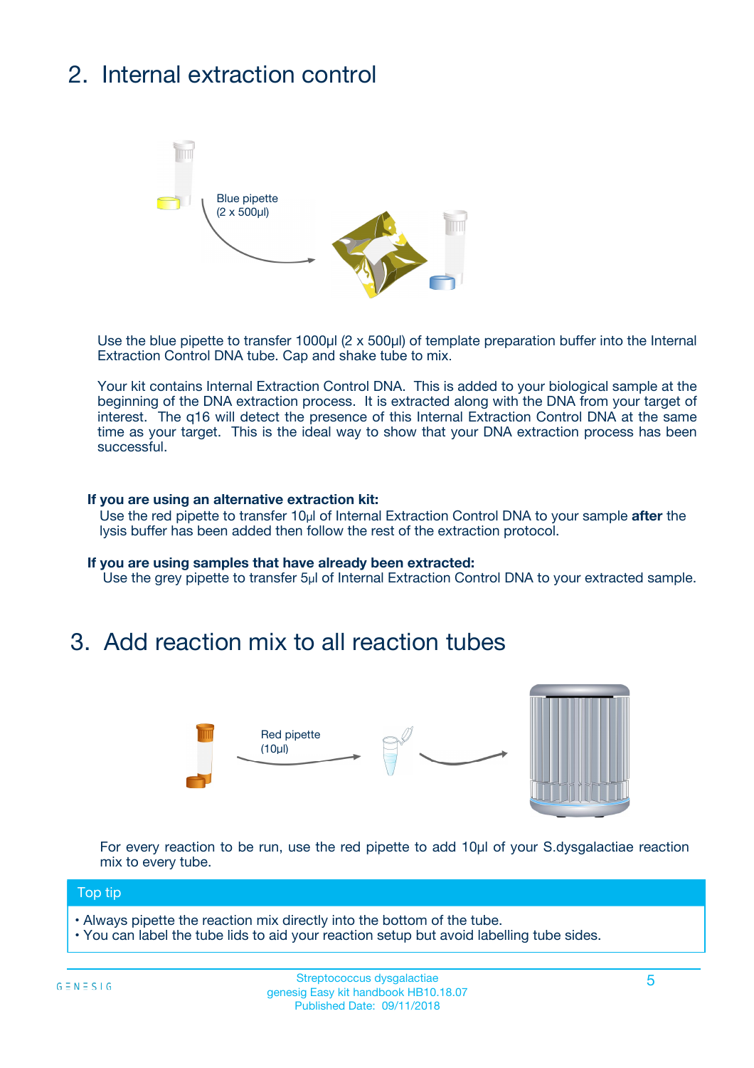## 2. Internal extraction control

Blue pipette
(2 x 500µl)

Use the blue pipette to transfer 1000µl (2 x 500µl) of template preparation buffer into the Internal Extraction Control DNA tube. Cap and shake tube to mix.

Your kit contains Internal Extraction Control DNA. This is added to your biological sample at the beginning of the DNA extraction process. It is extracted along with the DNA from your target of interest. The q16 will detect the presence of this Internal Extraction Control DNA at the same time as your target. This is the ideal way to show that your DNA extraction process has been successful.

**If you are using an alternative extraction kit:**
Use the red pipette to transfer 10µl of Internal Extraction Control DNA to your sample **after** the lysis buffer has been added then follow the rest of the extraction protocol.

**If you are using samples that have already been extracted:**
Use the grey pipette to transfer 5µl of Internal Extraction Control DNA to your extracted sample.

## 3. Add reaction mix to all reaction tubes

Red pipette
(10µl)

For every reaction to be run, use the red pipette to add 10µl of your S.dysgalactiae reaction mix to every tube.

**Top tip**

- Always pipette the reaction mix directly into the bottom of the tube.
- You can label the tube lids to aid your reaction setup but avoid labelling tube sides.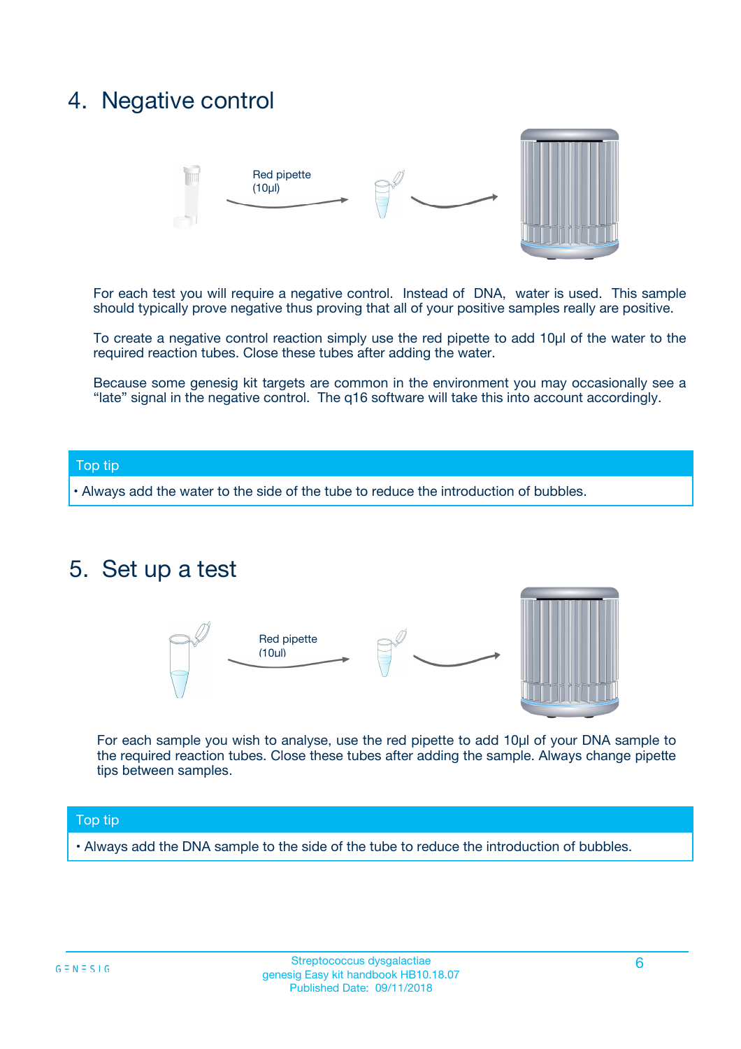## 4. Negative control

Red pipette (10µl)

For each test you will require a negative control. Instead of DNA, water is used. This sample should typically prove negative thus proving that all of your positive samples really are positive.

To create a negative control reaction simply use the red pipette to add 10µl of the water to the required reaction tubes. Close these tubes after adding the water.

Because some genesig kit targets are common in the environment you may occasionally see a "late" signal in the negative control. The q16 software will take this into account accordingly.

**Top tip**

- Always add the water to the side of the tube to reduce the introduction of bubbles.

## 5. Set up a test

Red pipette (10µl)

For each sample you wish to analyse, use the red pipette to add 10µl of your DNA sample to the required reaction tubes. Close these tubes after adding the sample. Always change pipette tips between samples.

**Top tip**

- Always add the DNA sample to the side of the tube to reduce the introduction of bubbles.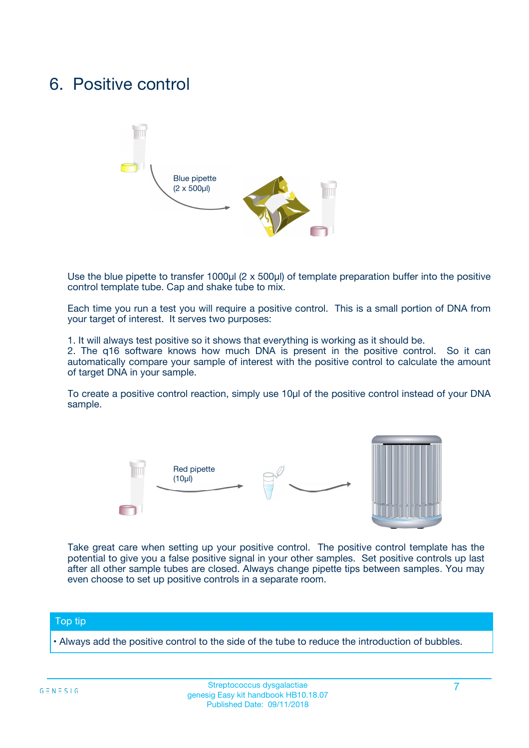# 6. Positive control

Blue pipette
(2 x 500µl)

Use the blue pipette to transfer 1000µl (2 x 500µl) of template preparation buffer into the positive control template tube. Cap and shake tube to mix.

Each time you run a test you will require a positive control. This is a small portion of DNA from your target of interest. It serves two purposes:

1. It will always test positive so it shows that everything is working as it should be.
2. The q16 software knows how much DNA is present in the positive control. So it can automatically compare your sample of interest with the positive control to calculate the amount of target DNA in your sample.

To create a positive control reaction, simply use 10µl of the positive control instead of your DNA sample.

Red pipette
(10µl)

Take great care when setting up your positive control. The positive control template has the potential to give you a false positive signal in your other samples. Set positive controls up last after all other sample tubes are closed. Always change pipette tips between samples. You may even choose to set up positive controls in a separate room.

**Top tip**

- Always add the positive control to the side of the tube to reduce the introduction of bubbles.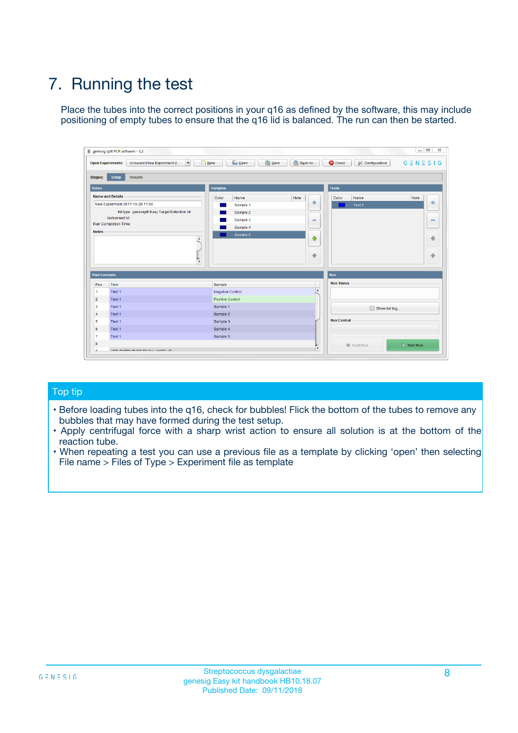# 7. Running the test

Place the tubes into the correct positions in your q16 as defined by the software, this may include positioning of empty tubes to ensure that the q16 lid is balanced. The run can then be started.

## Top tip

- Before loading tubes into the q16, check for bubbles! Flick the bottom of the tubes to remove any bubbles that may have formed during the test setup.
- Apply centrifugal force with a sharp wrist action to ensure all solution is at the bottom of the reaction tube.
- When repeating a test you can use a previous file as a template by clicking 'open' then selecting File name > Files of Type > Experiment file as template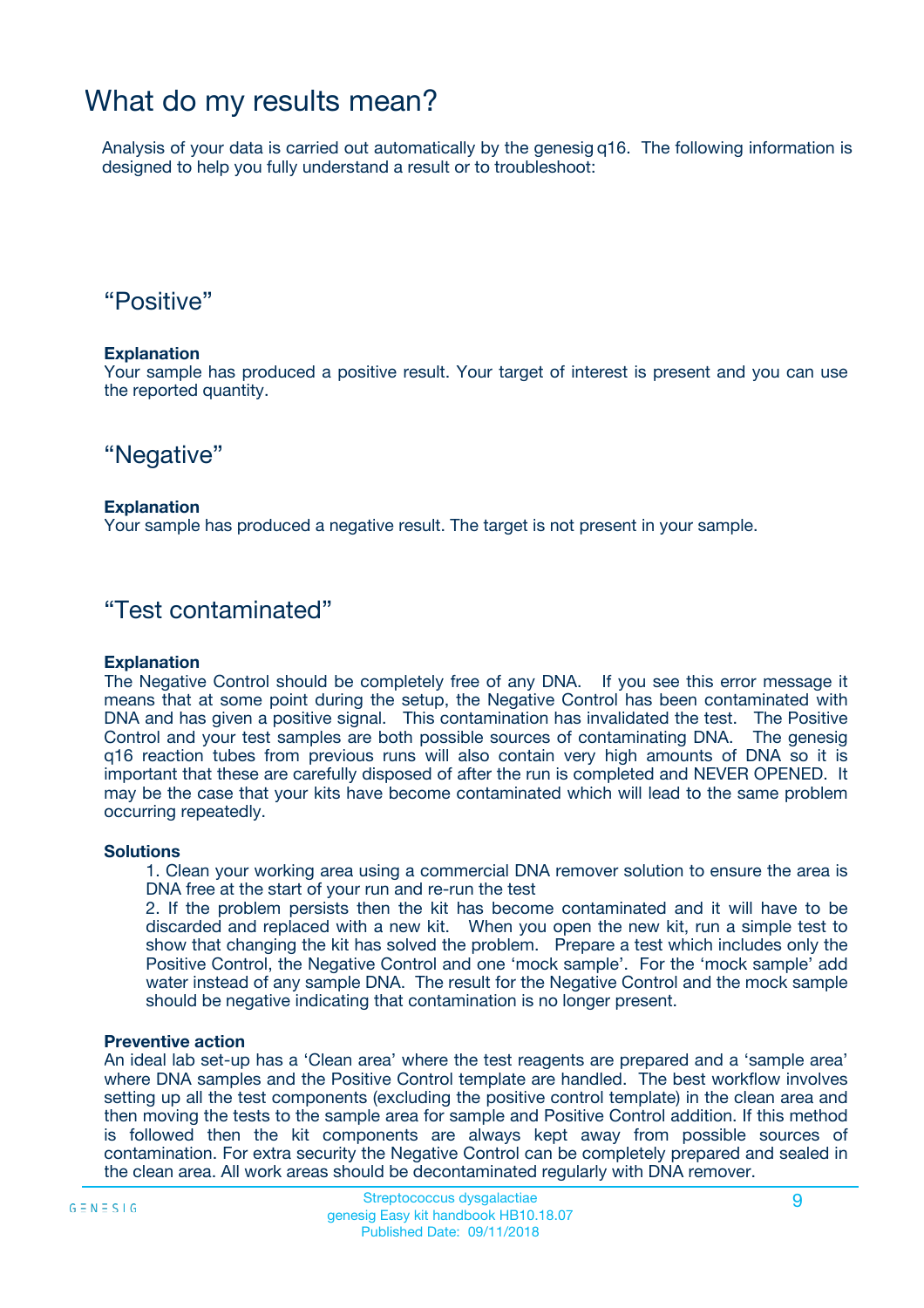# What do my results mean?

Analysis of your data is carried out automatically by the genesig q16. The following information is designed to help you fully understand a result or to troubleshoot:

## “Positive”

**Explanation**

Your sample has produced a positive result. Your target of interest is present and you can use the reported quantity.

## “Negative”

**Explanation**

Your sample has produced a negative result. The target is not present in your sample.

## “Test contaminated”

**Explanation**

The Negative Control should be completely free of any DNA. If you see this error message it means that at some point during the setup, the Negative Control has been contaminated with DNA and has given a positive signal. This contamination has invalidated the test. The Positive Control and your test samples are both possible sources of contaminating DNA. The genesig q16 reaction tubes from previous runs will also contain very high amounts of DNA so it is important that these are carefully disposed of after the run is completed and NEVER OPENED. It may be the case that your kits have become contaminated which will lead to the same problem occurring repeatedly.

**Solutions**

1. Clean your working area using a commercial DNA remover solution to ensure the area is DNA free at the start of your run and re-run the test
2. If the problem persists then the kit has become contaminated and it will have to be discarded and replaced with a new kit. When you open the new kit, run a simple test to show that changing the kit has solved the problem. Prepare a test which includes only the Positive Control, the Negative Control and one ‘mock sample’. For the ‘mock sample’ add water instead of any sample DNA. The result for the Negative Control and the mock sample should be negative indicating that contamination is no longer present.

**Preventive action**

An ideal lab set-up has a ‘Clean area’ where the test reagents are prepared and a ‘sample area’ where DNA samples and the Positive Control template are handled. The best workflow involves setting up all the test components (excluding the positive control template) in the clean area and then moving the tests to the sample area for sample and Positive Control addition. If this method is followed then the kit components are always kept away from possible sources of contamination. For extra security the Negative Control can be completely prepared and sealed in the clean area. All work areas should be decontaminated regularly with DNA remover.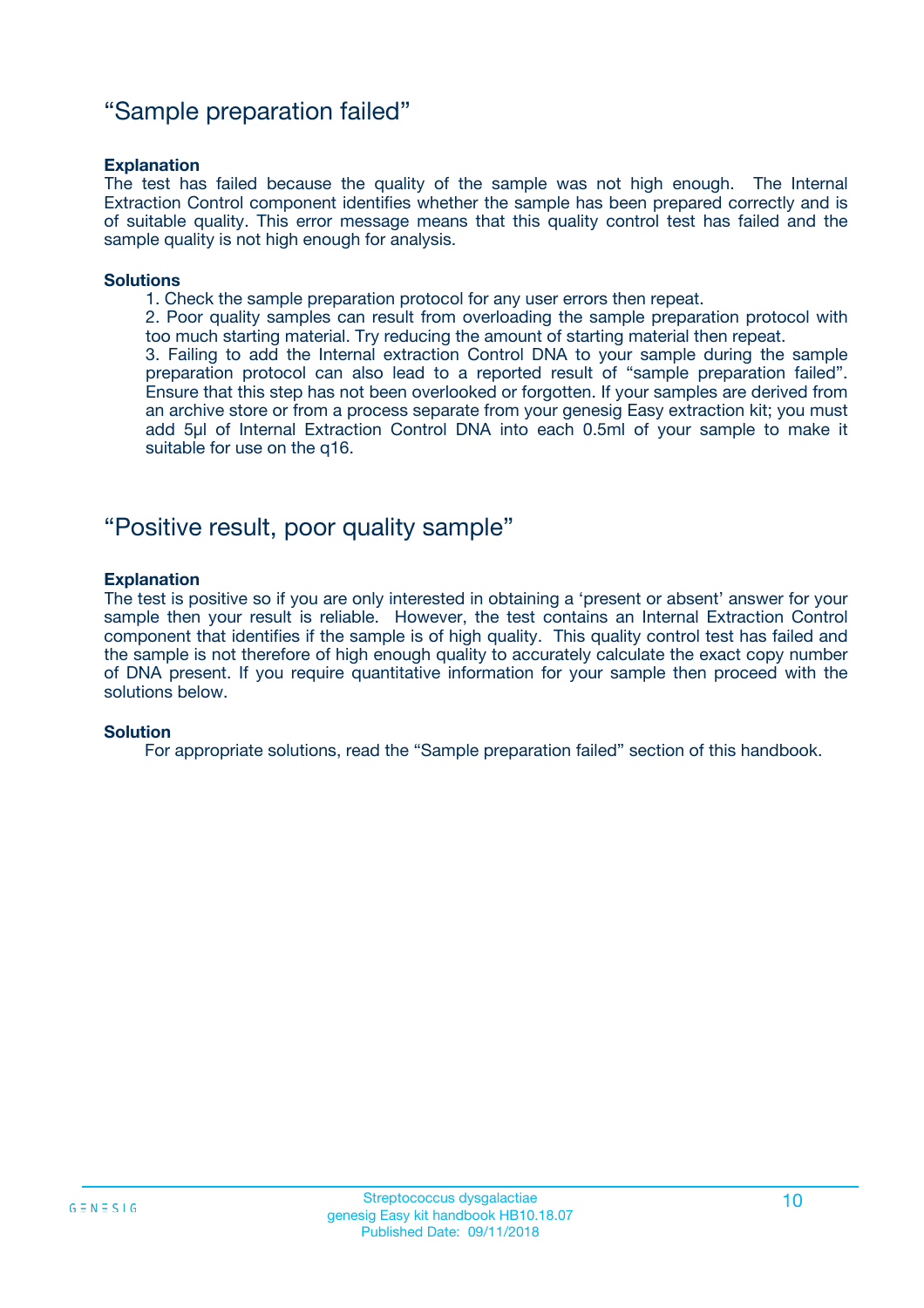## “Sample preparation failed”

**Explanation**

The test has failed because the quality of the sample was not high enough. The Internal Extraction Control component identifies whether the sample has been prepared correctly and is of suitable quality. This error message means that this quality control test has failed and the sample quality is not high enough for analysis.

**Solutions**

1. Check the sample preparation protocol for any user errors then repeat.
2. Poor quality samples can result from overloading the sample preparation protocol with too much starting material. Try reducing the amount of starting material then repeat.
3. Failing to add the Internal extraction Control DNA to your sample during the sample preparation protocol can also lead to a reported result of “sample preparation failed”. Ensure that this step has not been overlooked or forgotten. If your samples are derived from an archive store or from a process separate from your genesig Easy extraction kit; you must add 5µl of Internal Extraction Control DNA into each 0.5ml of your sample to make it suitable for use on the q16.

## “Positive result, poor quality sample”

**Explanation**

The test is positive so if you are only interested in obtaining a ‘present or absent’ answer for your sample then your result is reliable. However, the test contains an Internal Extraction Control component that identifies if the sample is of high quality. This quality control test has failed and the sample is not therefore of high enough quality to accurately calculate the exact copy number of DNA present. If you require quantitative information for your sample then proceed with the solutions below.

**Solution**

For appropriate solutions, read the “Sample preparation failed” section of this handbook.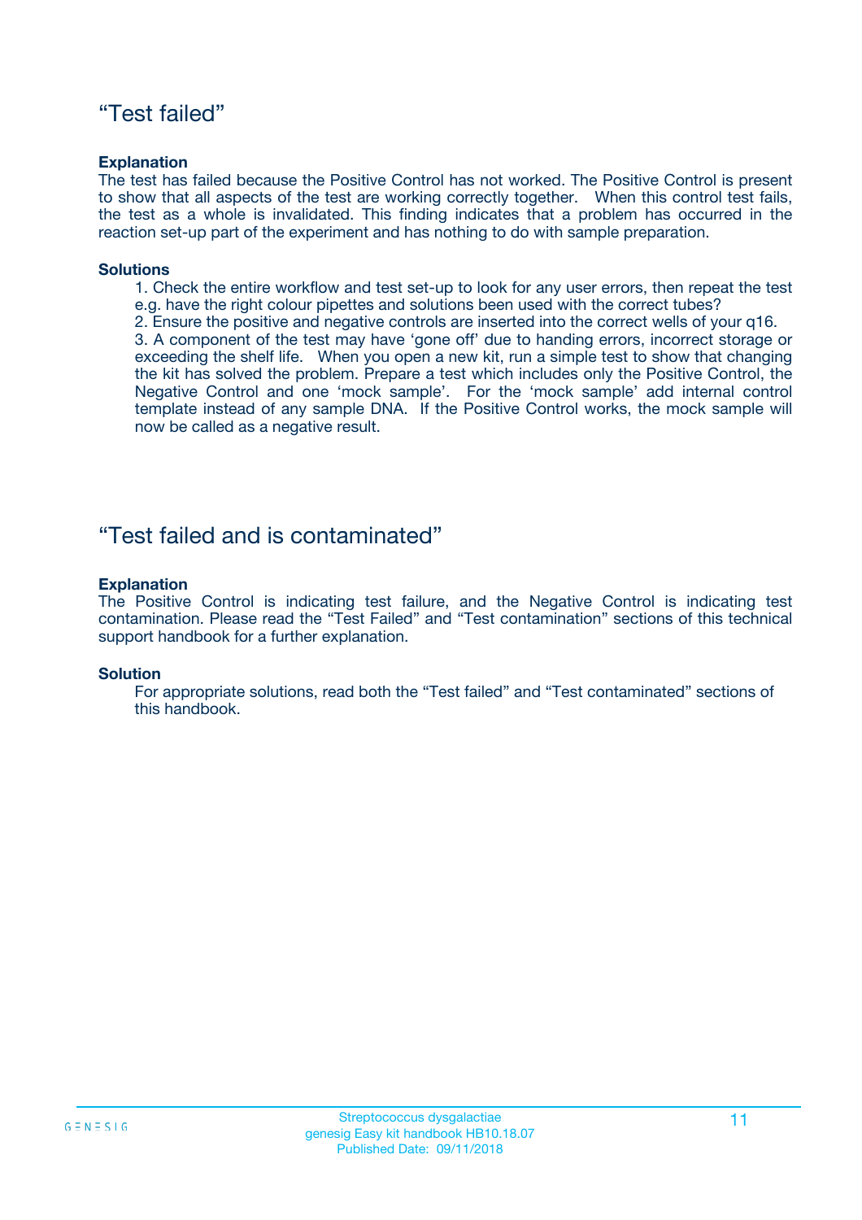## “Test failed”

**Explanation**

The test has failed because the Positive Control has not worked. The Positive Control is present to show that all aspects of the test are working correctly together. When this control test fails, the test as a whole is invalidated. This finding indicates that a problem has occurred in the reaction set-up part of the experiment and has nothing to do with sample preparation.

**Solutions**

1. Check the entire workflow and test set-up to look for any user errors, then repeat the test e.g. have the right colour pipettes and solutions been used with the correct tubes?
2. Ensure the positive and negative controls are inserted into the correct wells of your q16.
3. A component of the test may have ‘gone off’ due to handing errors, incorrect storage or exceeding the shelf life. When you open a new kit, run a simple test to show that changing the kit has solved the problem. Prepare a test which includes only the Positive Control, the Negative Control and one ‘mock sample’. For the ‘mock sample’ add internal control template instead of any sample DNA. If the Positive Control works, the mock sample will now be called as a negative result.

## “Test failed and is contaminated”

**Explanation**

The Positive Control is indicating test failure, and the Negative Control is indicating test contamination. Please read the “Test Failed” and “Test contamination” sections of this technical support handbook for a further explanation.

**Solution**

For appropriate solutions, read both the “Test failed” and “Test contaminated” sections of this handbook.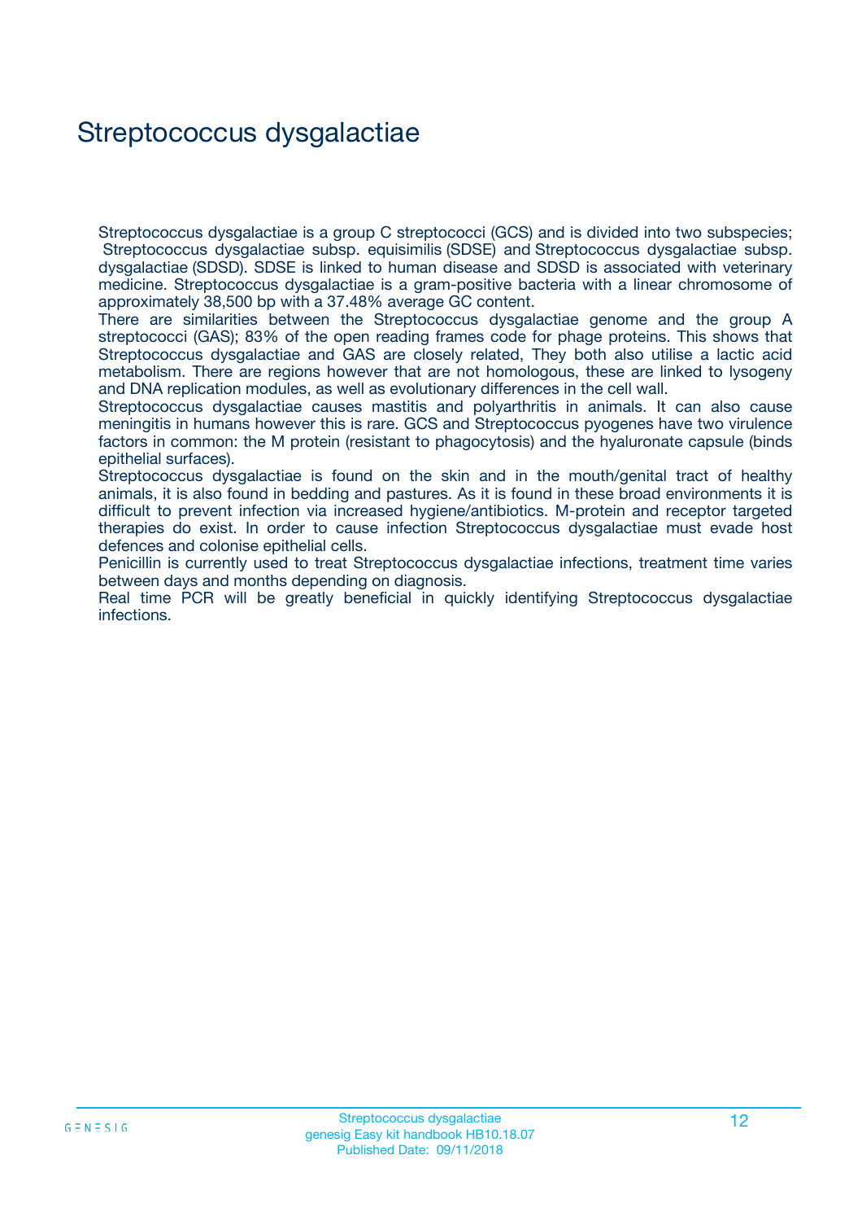# Streptococcus dysgalactiae

Streptococcus dysgalactiae is a group C streptococci (GCS) and is divided into two subspecies; Streptococcus dysgalactiae subsp. equisimilis (SDSE) and Streptococcus dysgalactiae subsp. dysgalactiae (SDSD). SDSE is linked to human disease and SDSD is associated with veterinary medicine. Streptococcus dysgalactiae is a gram-positive bacteria with a linear chromosome of approximately 38,500 bp with a 37.48% average GC content.

There are similarities between the Streptococcus dysgalactiae genome and the group A streptococci (GAS); 83% of the open reading frames code for phage proteins. This shows that Streptococcus dysgalactiae and GAS are closely related, They both also utilise a lactic acid metabolism. There are regions however that are not homologous, these are linked to lysogeny and DNA replication modules, as well as evolutionary differences in the cell wall.

Streptococcus dysgalactiae causes mastitis and polyarthritis in animals. It can also cause meningitis in humans however this is rare. GCS and Streptococcus pyogenes have two virulence factors in common: the M protein (resistant to phagocytosis) and the hyaluronate capsule (binds epithelial surfaces).

Streptococcus dysgalactiae is found on the skin and in the mouth/genital tract of healthy animals, it is also found in bedding and pastures. As it is found in these broad environments it is difficult to prevent infection via increased hygiene/antibiotics. M-protein and receptor targeted therapies do exist. In order to cause infection Streptococcus dysgalactiae must evade host defences and colonise epithelial cells.

Penicillin is currently used to treat Streptococcus dysgalactiae infections, treatment time varies between days and months depending on diagnosis.

Real time PCR will be greatly beneficial in quickly identifying Streptococcus dysgalactiae infections.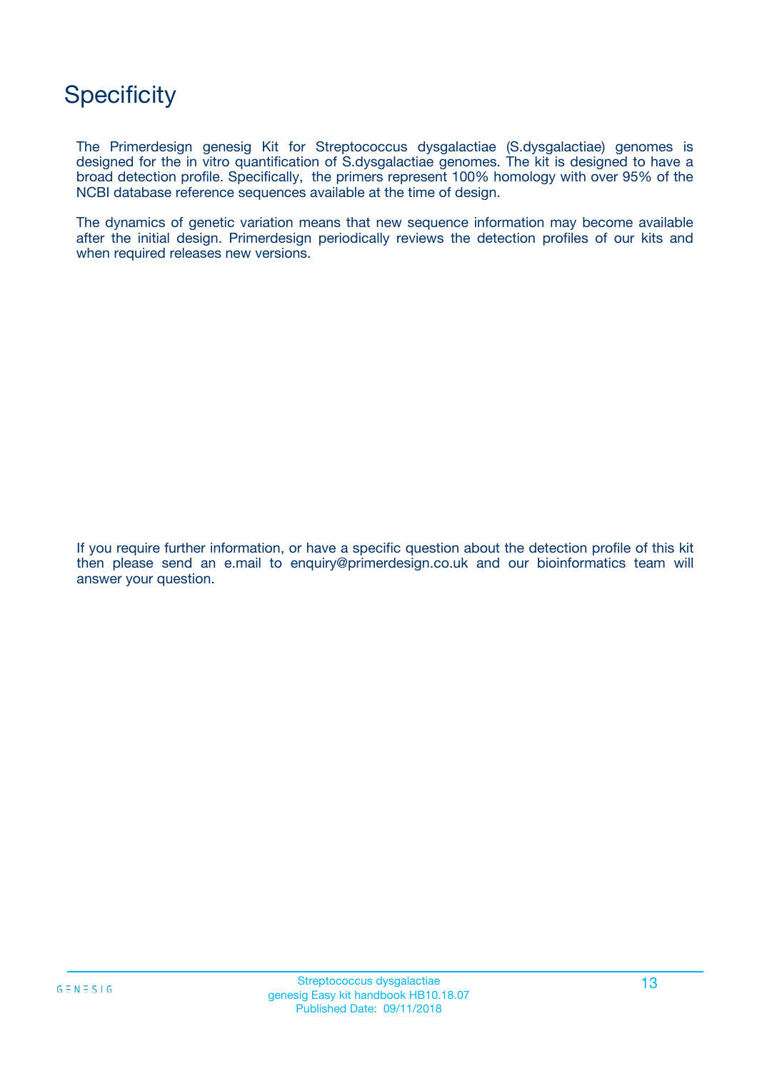# Specificity

The Primerdesign genesig Kit for Streptococcus dysgalactiae (S.dysgalactiae) genomes is designed for the in vitro quantification of S.dysgalactiae genomes. The kit is designed to have a broad detection profile. Specifically, the primers represent 100% homology with over 95% of the NCBI database reference sequences available at the time of design.

The dynamics of genetic variation means that new sequence information may become available after the initial design. Primerdesign periodically reviews the detection profiles of our kits and when required releases new versions.

If you require further information, or have a specific question about the detection profile of this kit then please send an e.mail to enquiry@primerdesign.co.uk and our bioinformatics team will answer your question.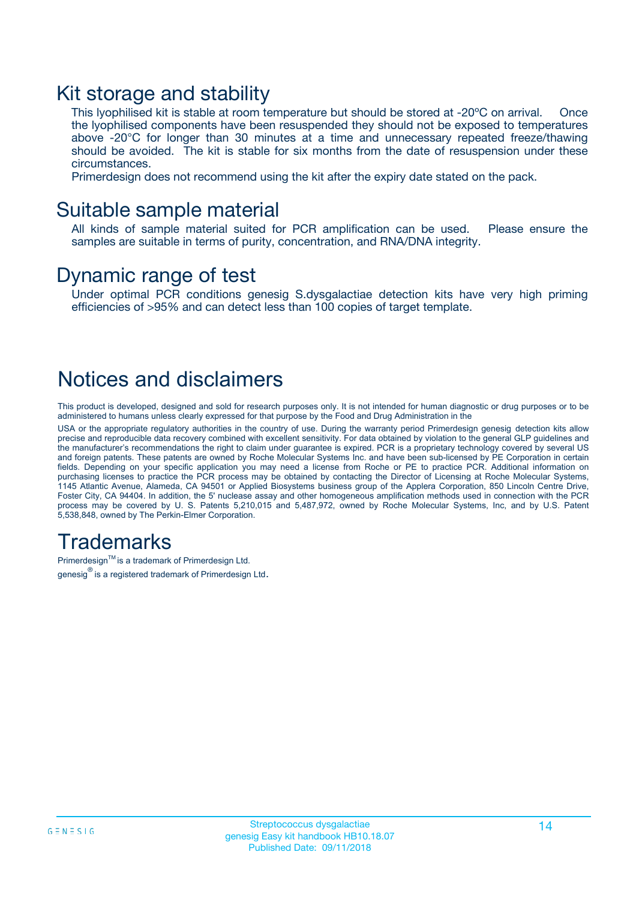## Kit storage and stability

This lyophilised kit is stable at room temperature but should be stored at -20ºC on arrival. Once the lyophilised components have been resuspended they should not be exposed to temperatures above -20°C for longer than 30 minutes at a time and unnecessary repeated freeze/thawing should be avoided. The kit is stable for six months from the date of resuspension under these circumstances.

Primerdesign does not recommend using the kit after the expiry date stated on the pack.

## Suitable sample material

All kinds of sample material suited for PCR amplification can be used. Please ensure the samples are suitable in terms of purity, concentration, and RNA/DNA integrity.

## Dynamic range of test

Under optimal PCR conditions genesig S.dysgalactiae detection kits have very high priming efficiencies of >95% and can detect less than 100 copies of target template.

## Notices and disclaimers

This product is developed, designed and sold for research purposes only. It is not intended for human diagnostic or drug purposes or to be administered to humans unless clearly expressed for that purpose by the Food and Drug Administration in the

USA or the appropriate regulatory authorities in the country of use. During the warranty period Primerdesign genesig detection kits allow precise and reproducible data recovery combined with excellent sensitivity. For data obtained by violation to the general GLP guidelines and the manufacturer's recommendations the right to claim under guarantee is expired. PCR is a proprietary technology covered by several US and foreign patents. These patents are owned by Roche Molecular Systems Inc. and have been sub-licensed by PE Corporation in certain fields. Depending on your specific application you may need a license from Roche or PE to practice PCR. Additional information on purchasing licenses to practice the PCR process may be obtained by contacting the Director of Licensing at Roche Molecular Systems, 1145 Atlantic Avenue, Alameda, CA 94501 or Applied Biosystems business group of the Applera Corporation, 850 Lincoln Centre Drive, Foster City, CA 94404. In addition, the 5' nuclease assay and other homogeneous amplification methods used in connection with the PCR process may be covered by U. S. Patents 5,210,015 and 5,487,972, owned by Roche Molecular Systems, Inc, and by U.S. Patent 5,538,848, owned by The Perkin-Elmer Corporation.

## Trademarks

Primerdesign™ is a trademark of Primerdesign Ltd.

genesig® is a registered trademark of Primerdesign Ltd.